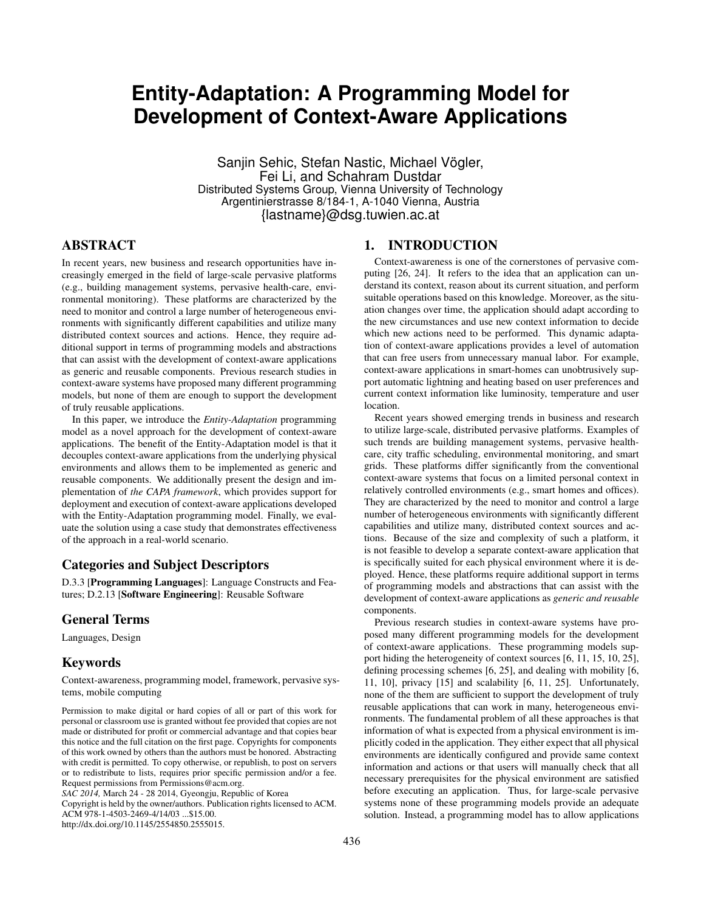# Entity-Adaptation: A Programming Model for Development of Context-Aware Applications

Sanjin Sehic, Stefan Nastic, Michael Vögler, Fei Li, and Schahram Dustdar
Distributed Systems Group, Vienna University of Technology
Argentinierstrasse 8/184-1, A-1040 Vienna, Austria
{lastname}@dsg.tuwien.ac.at

## ABSTRACT

In recent years, new business and research opportunities have increasingly emerged in the field of large-scale pervasive platforms (e.g., building management systems, pervasive health-care, environmental monitoring). These platforms are characterized by the need to monitor and control a large number of heterogeneous environments with significantly different capabilities and utilize many distributed context sources and actions. Hence, they require additional support in terms of programming models and abstractions that can assist with the development of context-aware applications as generic and reusable components. Previous research studies in context-aware systems have proposed many different programming models, but none of them are enough to support the development of truly reusable applications.

In this paper, we introduce the *Entity-Adaptation* programming model as a novel approach for the development of context-aware applications. The benefit of the Entity-Adaptation model is that it decouples context-aware applications from the underlying physical environments and allows them to be implemented as generic and reusable components. We additionally present the design and implementation of *the CAPA framework*, which provides support for deployment and execution of context-aware applications developed with the Entity-Adaptation programming model. Finally, we evaluate the solution using a case study that demonstrates effectiveness of the approach in a real-world scenario.

## Categories and Subject Descriptors

D.3.3 [**Programming Languages**]: Language Constructs and Features; D.2.13 [**Software Engineering**]: Reusable Software

## General Terms

Languages, Design

## Keywords

Context-awareness, programming model, framework, pervasive systems, mobile computing

Permission to make digital or hard copies of all or part of this work for personal or classroom use is granted without fee provided that copies are not made or distributed for profit or commercial advantage and that copies bear this notice and the full citation on the first page. Copyrights for components of this work owned by others than the authors must be honored. Abstracting with credit is permitted. To copy otherwise, or republish, to post on servers or to redistribute to lists, requires prior specific permission and/or a fee. Request permissions from Permissions@acm.org.
*SAC 2014,* March 24 - 28 2014, Gyeongju, Republic of Korea
Copyright is held by the owner/authors. Publication rights licensed to ACM.
ACM 978-1-4503-2469-4/14/03 ...$15.00.
http://dx.doi.org/10.1145/2554850.2555015.

## 1. INTRODUCTION

Context-awareness is one of the cornerstones of pervasive computing [26, 24]. It refers to the idea that an application can understand its context, reason about its current situation, and perform suitable operations based on this knowledge. Moreover, as the situation changes over time, the application should adapt according to the new circumstances and use new context information to decide which new actions need to be performed. This dynamic adaptation of context-aware applications provides a level of automation that can free users from unnecessary manual labor. For example, context-aware applications in smart-homes can unobtrusively support automatic lightning and heating based on user preferences and current context information like luminosity, temperature and user location.

Recent years showed emerging trends in business and research to utilize large-scale, distributed pervasive platforms. Examples of such trends are building management systems, pervasive healthcare, city traffic scheduling, environmental monitoring, and smart grids. These platforms differ significantly from the conventional context-aware systems that focus on a limited personal context in relatively controlled environments (e.g., smart homes and offices). They are characterized by the need to monitor and control a large number of heterogeneous environments with significantly different capabilities and utilize many, distributed context sources and actions. Because of the size and complexity of such a platform, it is not feasible to develop a separate context-aware application that is specifically suited for each physical environment where it is deployed. Hence, these platforms require additional support in terms of programming models and abstractions that can assist with the development of context-aware applications as *generic and reusable* components.

Previous research studies in context-aware systems have proposed many different programming models for the development of context-aware applications. These programming models support hiding the heterogeneity of context sources [6, 11, 15, 10, 25], defining processing schemes [6, 25], and dealing with mobility [6, 11, 10], privacy [15] and scalability [6, 11, 25]. Unfortunately, none of the them are sufficient to support the development of truly reusable applications that can work in many, heterogeneous environments. The fundamental problem of all these approaches is that information of what is expected from a physical environment is implicitly coded in the application. They either expect that all physical environments are identically configured and provide same context information and actions or that users will manually check that all necessary prerequisites for the physical environment are satisfied before executing an application. Thus, for large-scale pervasive systems none of these programming models provide an adequate solution. Instead, a programming model has to allow applications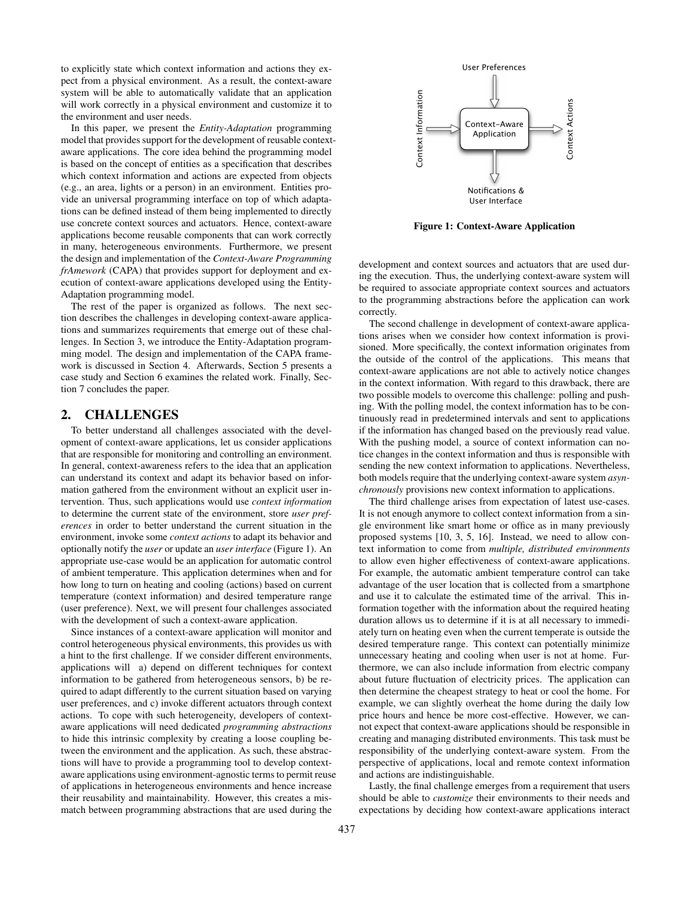to explicitly state which context information and actions they expect from a physical environment. As a result, the context-aware system will be able to automatically validate that an application will work correctly in a physical environment and customize it to the environment and user needs.

In this paper, we present the *Entity-Adaptation* programming model that provides support for the development of reusable context-aware applications. The core idea behind the programming model is based on the concept of entities as a specification that describes which context information and actions are expected from objects (e.g., an area, lights or a person) in an environment. Entities provide an universal programming interface on top of which adaptations can be defined instead of them being implemented to directly use concrete context sources and actuators. Hence, context-aware applications become reusable components that can work correctly in many, heterogeneous environments. Furthermore, we present the design and implementation of the *Context-Aware Programming frAmework* (CAPA) that provides support for deployment and execution of context-aware applications developed using the Entity-Adaptation programming model.

The rest of the paper is organized as follows. The next section describes the challenges in developing context-aware applications and summarizes requirements that emerge out of these challenges. In Section 3, we introduce the Entity-Adaptation programming model. The design and implementation of the CAPA framework is discussed in Section 4. Afterwards, Section 5 presents a case study and Section 6 examines the related work. Finally, Section 7 concludes the paper.

## 2. CHALLENGES

To better understand all challenges associated with the development of context-aware applications, let us consider applications that are responsible for monitoring and controlling an environment. In general, context-awareness refers to the idea that an application can understand its context and adapt its behavior based on information gathered from the environment without an explicit user intervention. Thus, such applications would use *context information* to determine the current state of the environment, store *user preferences* in order to better understand the current situation in the environment, invoke some *context actions* to adapt its behavior and optionally notify the *user* or update an *user interface* (Figure 1). An appropriate use-case would be an application for automatic control of ambient temperature. This application determines when and for how long to turn on heating and cooling (actions) based on current temperature (context information) and desired temperature range (user preference). Next, we will present four challenges associated with the development of such a context-aware application.

User Preferences

Context Information

Context-Aware Application

Context Actions

Notifications & User Interface

**Figure 1: Context-Aware Application**

Since instances of a context-aware application will monitor and control heterogeneous physical environments, this provides us with a hint to the first challenge. If we consider different environments, applications will a) depend on different techniques for context information to be gathered from heterogeneous sensors, b) be required to adapt differently to the current situation based on varying user preferences, and c) invoke different actuators through context actions. To cope with such heterogeneity, developers of context-aware applications will need dedicated *programming abstractions* to hide this intrinsic complexity by creating a loose coupling between the environment and the application. As such, these abstractions will have to provide a programming tool to develop context-aware applications using environment-agnostic terms to permit reuse of applications in heterogeneous environments and hence increase their reusability and maintainability. However, this creates a mismatch between programming abstractions that are used during the development and context sources and actuators that are used during the execution. Thus, the underlying context-aware system will be required to associate appropriate context sources and actuators to the programming abstractions before the application can work correctly.

The second challenge in development of context-aware applications arises when we consider how context information is provisioned. More specifically, the context information originates from the outside of the control of the applications. This means that context-aware applications are not able to actively notice changes in the context information. With regard to this drawback, there are two possible models to overcome this challenge: polling and pushing. With the polling model, the context information has to be continuously read in predetermined intervals and sent to applications if the information has changed based on the previously read value. With the pushing model, a source of context information can notice changes in the context information and thus is responsible with sending the new context information to applications. Nevertheless, both models require that the underlying context-aware system *asynchronously* provisions new context information to applications.

The third challenge arises from expectation of latest use-cases. It is not enough anymore to collect context information from a single environment like smart home or office as in many previously proposed systems [10, 3, 5, 16]. Instead, we need to allow context information to come from *multiple, distributed environments* to allow even higher effectiveness of context-aware applications. For example, the automatic ambient temperature control can take advantage of the user location that is collected from a smartphone and use it to calculate the estimated time of the arrival. This information together with the information about the required heating duration allows us to determine if it is at all necessary to immediately turn on heating even when the current temperate is outside the desired temperature range. This context can potentially minimize unnecessary heating and cooling when user is not at home. Furthermore, we can also include information from electric company about future fluctuation of electricity prices. The application can then determine the cheapest strategy to heat or cool the home. For example, we can slightly overheat the home during the daily low price hours and hence be more cost-effective. However, we cannot expect that context-aware applications should be responsible in creating and managing distributed environments. This task must be responsibility of the underlying context-aware system. From the perspective of applications, local and remote context information and actions are indistinguishable.

Lastly, the final challenge emerges from a requirement that users should be able to *customize* their environments to their needs and expectations by deciding how context-aware applications interact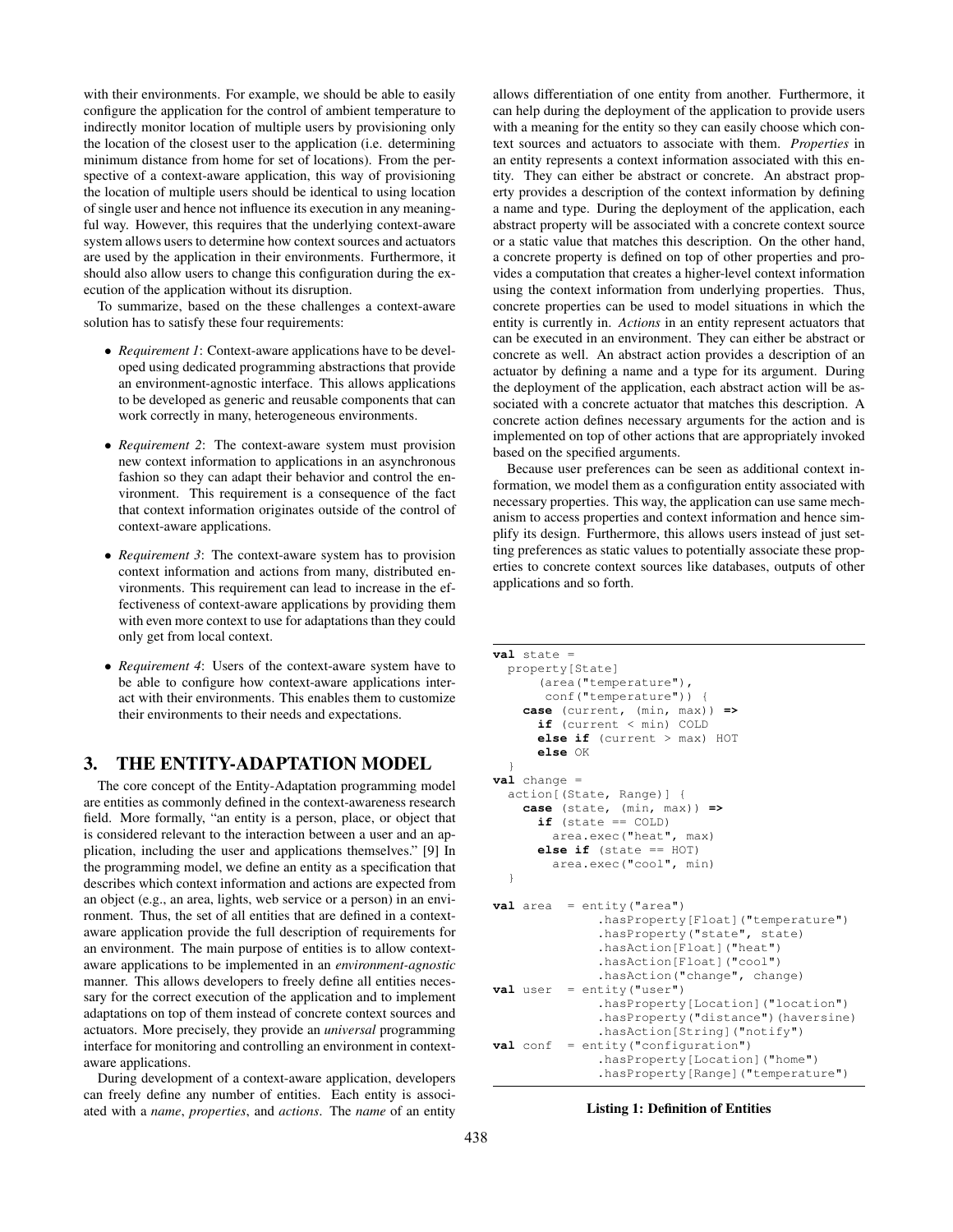with their environments. For example, we should be able to easily configure the application for the control of ambient temperature to indirectly monitor location of multiple users by provisioning only the location of the closest user to the application (i.e. determining minimum distance from home for set of locations). From the perspective of a context-aware application, this way of provisioning the location of multiple users should be identical to using location of single user and hence not influence its execution in any meaningful way. However, this requires that the underlying context-aware system allows users to determine how context sources and actuators are used by the application in their environments. Furthermore, it should also allow users to change this configuration during the execution of the application without its disruption.

To summarize, based on the these challenges a context-aware solution has to satisfy these four requirements:

- *Requirement 1*: Context-aware applications have to be developed using dedicated programming abstractions that provide an environment-agnostic interface. This allows applications to be developed as generic and reusable components that can work correctly in many, heterogeneous environments.
- *Requirement 2*: The context-aware system must provision new context information to applications in an asynchronous fashion so they can adapt their behavior and control the environment. This requirement is a consequence of the fact that context information originates outside of the control of context-aware applications.
- *Requirement 3*: The context-aware system has to provision context information and actions from many, distributed environments. This requirement can lead to increase in the effectiveness of context-aware applications by providing them with even more context to use for adaptations than they could only get from local context.
- *Requirement 4*: Users of the context-aware system have to be able to configure how context-aware applications interact with their environments. This enables them to customize their environments to their needs and expectations.

## 3. THE ENTITY-ADAPTATION MODEL

The core concept of the Entity-Adaptation programming model are entities as commonly defined in the context-awareness research field. More formally, "an entity is a person, place, or object that is considered relevant to the interaction between a user and an application, including the user and applications themselves." [9] In the programming model, we define an entity as a specification that describes which context information and actions are expected from an object (e.g., an area, lights, web service or a person) in an environment. Thus, the set of all entities that are defined in a context-aware application provide the full description of requirements for an environment. The main purpose of entities is to allow context-aware applications to be implemented in an *environment-agnostic* manner. This allows developers to freely define all entities necessary for the correct execution of the application and to implement adaptations on top of them instead of concrete context sources and actuators. More precisely, they provide an *universal* programming interface for monitoring and controlling an environment in context-aware applications.

During development of a context-aware application, developers can freely define any number of entities. Each entity is associated with a *name*, *properties*, and *actions*. The *name* of an entity allows differentiation of one entity from another. Furthermore, it can help during the deployment of the application to provide users with a meaning for the entity so they can easily choose which context sources and actuators to associate with them. *Properties* in an entity represents a context information associated with this entity. They can either be abstract or concrete. An abstract property provides a description of the context information by defining a name and type. During the deployment of the application, each abstract property will be associated with a concrete context source or a static value that matches this description. On the other hand, a concrete property is defined on top of other properties and provides a computation that creates a higher-level context information using the context information from underlying properties. Thus, concrete properties can be used to model situations in which the entity is currently in. *Actions* in an entity represent actuators that can be executed in an environment. They can either be abstract or concrete as well. An abstract action provides a description of an actuator by defining a name and a type for its argument. During the deployment of the application, each abstract action will be associated with a concrete actuator that matches this description. A concrete action defines necessary arguments for the action and is implemented on top of other actions that are appropriately invoked based on the specified arguments.

Because user preferences can be seen as additional context information, we model them as a configuration entity associated with necessary properties. This way, the application can use same mechanism to access properties and context information and hence simplify its design. Furthermore, this allows users instead of just setting preferences as static values to potentially associate these properties to concrete context sources like databases, outputs of other applications and so forth.

```
val state =
  property[State]
      (area("temperature"),
       conf("temperature")) {
    case (current, (min, max)) =>
      if (current < min) COLD
      else if (current > max) HOT
      else OK
  }
val change =
  action[(State, Range)] {
    case (state, (min, max)) =>
      if (state == COLD)
        area.exec("heat", max)
      else if (state == HOT)
        area.exec("cool", min)
  }

val area  = entity("area")
              .hasProperty[Float]("temperature")
              .hasProperty("state", state)
              .hasAction[Float]("heat")
              .hasAction[Float]("cool")
              .hasAction("change", change)
val user  = entity("user")
              .hasProperty[Location]("location")
              .hasProperty("distance")(haversine)
              .hasAction[String]("notify")
val conf  = entity("configuration")
              .hasProperty[Location]("home")
              .hasProperty[Range]("temperature")
```

**Listing 1: Definition of Entities**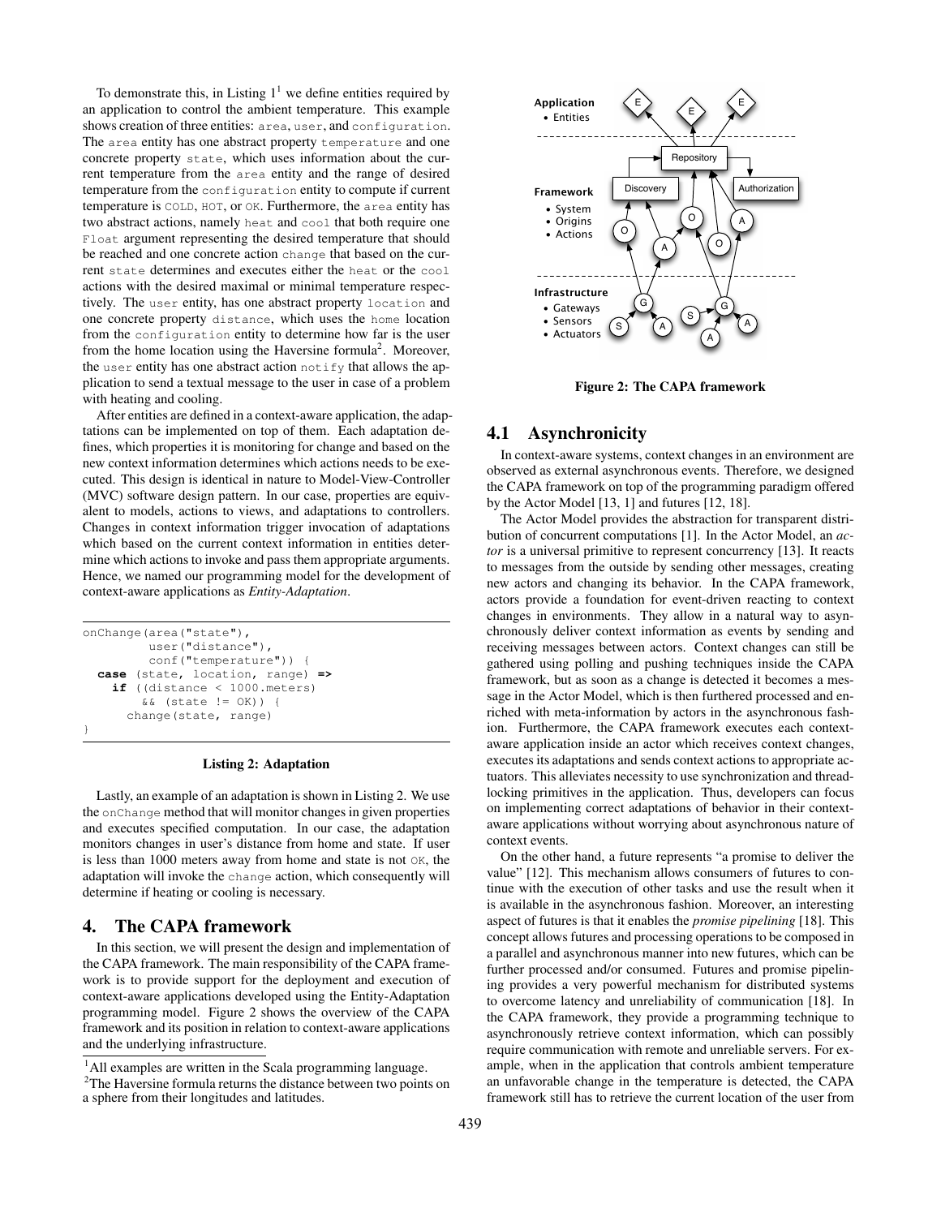To demonstrate this, in Listing 1[1] we define entities required by an application to control the ambient temperature. This example shows creation of three entities: `area`, `user`, and `configuration`. The `area` entity has one abstract property `temperature` and one concrete property `state`, which uses information about the current temperature from the `area` entity and the range of desired temperature from the `configuration` entity to compute if current temperature is `COLD`, `HOT`, or `OK`. Furthermore, the `area` entity has two abstract actions, namely `heat` and `cool` that both require one `Float` argument representing the desired temperature that should be reached and one concrete action `change` that based on the current `state` determines and executes either the `heat` or the `cool` actions with the desired maximal or minimal temperature respectively. The `user` entity, has one abstract property `location` and one concrete property `distance`, which uses the `home` location from the `configuration` entity to determine how far is the user from the home location using the Haversine formula[2]. Moreover, the `user` entity has one abstract action `notify` that allows the application to send a textual message to the user in case of a problem with heating and cooling.

After entities are defined in a context-aware application, the adaptations can be implemented on top of them. Each adaptation defines, which properties it is monitoring for change and based on the new context information determines which actions needs to be executed. This design is identical in nature to Model-View-Controller (MVC) software design pattern. In our case, properties are equivalent to models, actions to views, and adaptations to controllers. Changes in context information trigger invocation of adaptations which based on the current context information in entities determine which actions to invoke and pass them appropriate arguments. Hence, we named our programming model for the development of context-aware applications as *Entity-Adaptation*.

```
onChange(area("state"),
         user("distance"),
         conf("temperature")) {
  case (state, location, range) =>
    if ((distance < 1000.meters)
       && (state != OK)) {
      change(state, range)
}
```

**Listing 2: Adaptation**

Lastly, an example of an adaptation is shown in Listing 2. We use the `onChange` method that will monitor changes in given properties and executes specified computation. In our case, the adaptation monitors changes in user's distance from home and state. If user is less than 1000 meters away from home and state is not `OK`, the adaptation will invoke the `change` action, which consequently will determine if heating or cooling is necessary.

## 4. The CAPA framework

In this section, we will present the design and implementation of the CAPA framework. The main responsibility of the CAPA framework is to provide support for the deployment and execution of context-aware applications developed using the Entity-Adaptation programming model. Figure 2 shows the overview of the CAPA framework and its position in relation to context-aware applications and the underlying infrastructure.

[1]All examples are written in the Scala programming language.

[2]The Haversine formula returns the distance between two points on a sphere from their longitudes and latitudes.

Application
• Entities

Framework
• System
• Origins
• Actions

Infrastructure
• Gateways
• Sensors
• Actuators

E E E
Repository
Discovery
Authorization
O O A O A
G G S S A A A

**Figure 2: The CAPA framework**

### 4.1 Asynchronicity

In context-aware systems, context changes in an environment are observed as external asynchronous events. Therefore, we designed the CAPA framework on top of the programming paradigm offered by the Actor Model [13, 1] and futures [12, 18].

The Actor Model provides the abstraction for transparent distribution of concurrent computations [1]. In the Actor Model, an *actor* is a universal primitive to represent concurrency [13]. It reacts to messages from the outside by sending other messages, creating new actors and changing its behavior. In the CAPA framework, actors provide a foundation for event-driven reacting to context changes in environments. They allow in a natural way to asynchronously deliver context information as events by sending and receiving messages between actors. Context changes can still be gathered using polling and pushing techniques inside the CAPA framework, but as soon as a change is detected it becomes a message in the Actor Model, which is then furthered processed and enriched with meta-information by actors in the asynchronous fashion. Furthermore, the CAPA framework executes each context-aware application inside an actor which receives context changes, executes its adaptations and sends context actions to appropriate actuators. This alleviates necessity to use synchronization and thread-locking primitives in the application. Thus, developers can focus on implementing correct adaptations of behavior in their context-aware applications without worrying about asynchronous nature of context events.

On the other hand, a future represents "a promise to deliver the value" [12]. This mechanism allows consumers of futures to continue with the execution of other tasks and use the result when it is available in the asynchronous fashion. Moreover, an interesting aspect of futures is that it enables the *promise pipelining* [18]. This concept allows futures and processing operations to be composed in a parallel and asynchronous manner into new futures, which can be further processed and/or consumed. Futures and promise pipelining provides a very powerful mechanism for distributed systems to overcome latency and unreliability of communication [18]. In the CAPA framework, they provide a programming technique to asynchronously retrieve context information, which can possibly require communication with remote and unreliable servers. For example, when in the application that controls ambient temperature an unfavorable change in the temperature is detected, the CAPA framework still has to retrieve the current location of the user from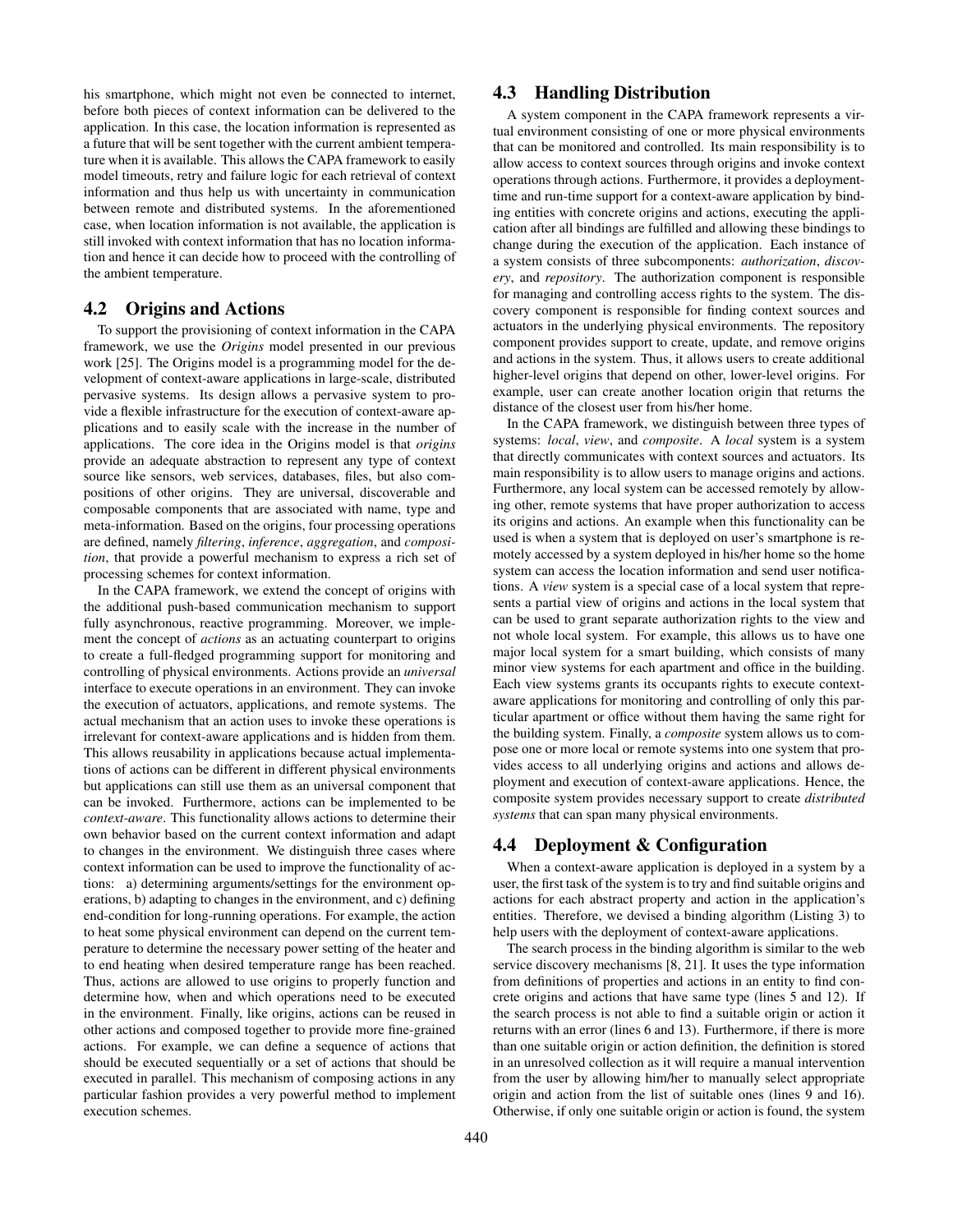his smartphone, which might not even be connected to internet, before both pieces of context information can be delivered to the application. In this case, the location information is represented as a future that will be sent together with the current ambient temperature when it is available. This allows the CAPA framework to easily model timeouts, retry and failure logic for each retrieval of context information and thus help us with uncertainty in communication between remote and distributed systems. In the aforementioned case, when location information is not available, the application is still invoked with context information that has no location information and hence it can decide how to proceed with the controlling of the ambient temperature.

## 4.2 Origins and Actions

To support the provisioning of context information in the CAPA framework, we use the *Origins* model presented in our previous work [25]. The Origins model is a programming model for the development of context-aware applications in large-scale, distributed pervasive systems. Its design allows a pervasive system to provide a flexible infrastructure for the execution of context-aware applications and to easily scale with the increase in the number of applications. The core idea in the Origins model is that *origins* provide an adequate abstraction to represent any type of context source like sensors, web services, databases, files, but also compositions of other origins. They are universal, discoverable and composable components that are associated with name, type and meta-information. Based on the origins, four processing operations are defined, namely *filtering*, *inference*, *aggregation*, and *composition*, that provide a powerful mechanism to express a rich set of processing schemes for context information.

In the CAPA framework, we extend the concept of origins with the additional push-based communication mechanism to support fully asynchronous, reactive programming. Moreover, we implement the concept of *actions* as an actuating counterpart to origins to create a full-fledged programming support for monitoring and controlling of physical environments. Actions provide an *universal* interface to execute operations in an environment. They can invoke the execution of actuators, applications, and remote systems. The actual mechanism that an action uses to invoke these operations is irrelevant for context-aware applications and is hidden from them. This allows reusability in applications because actual implementations of actions can be different in different physical environments but applications can still use them as an universal component that can be invoked. Furthermore, actions can be implemented to be *context-aware*. This functionality allows actions to determine their own behavior based on the current context information and adapt to changes in the environment. We distinguish three cases where context information can be used to improve the functionality of actions: a) determining arguments/settings for the environment operations, b) adapting to changes in the environment, and c) defining end-condition for long-running operations. For example, the action to heat some physical environment can depend on the current temperature to determine the necessary power setting of the heater and to end heating when desired temperature range has been reached. Thus, actions are allowed to use origins to properly function and determine how, when and which operations need to be executed in the environment. Finally, like origins, actions can be reused in other actions and composed together to provide more fine-grained actions. For example, we can define a sequence of actions that should be executed sequentially or a set of actions that should be executed in parallel. This mechanism of composing actions in any particular fashion provides a very powerful method to implement execution schemes.

## 4.3 Handling Distribution

A system component in the CAPA framework represents a virtual environment consisting of one or more physical environments that can be monitored and controlled. Its main responsibility is to allow access to context sources through origins and invoke context operations through actions. Furthermore, it provides a deployment-time and run-time support for a context-aware application by binding entities with concrete origins and actions, executing the application after all bindings are fulfilled and allowing these bindings to change during the execution of the application. Each instance of a system consists of three subcomponents: *authorization*, *discovery*, and *repository*. The authorization component is responsible for managing and controlling access rights to the system. The discovery component is responsible for finding context sources and actuators in the underlying physical environments. The repository component provides support to create, update, and remove origins and actions in the system. Thus, it allows users to create additional higher-level origins that depend on other, lower-level origins. For example, user can create another location origin that returns the distance of the closest user from his/her home.

In the CAPA framework, we distinguish between three types of systems: *local*, *view*, and *composite*. A *local* system is a system that directly communicates with context sources and actuators. Its main responsibility is to allow users to manage origins and actions. Furthermore, any local system can be accessed remotely by allowing other, remote systems that have proper authorization to access its origins and actions. An example when this functionality can be used is when a system that is deployed on user's smartphone is remotely accessed by a system deployed in his/her home so the home system can access the location information and send user notifications. A *view* system is a special case of a local system that represents a partial view of origins and actions in the local system that can be used to grant separate authorization rights to the view and not whole local system. For example, this allows us to have one major local system for a smart building, which consists of many minor view systems for each apartment and office in the building. Each view systems grants its occupants rights to execute context-aware applications for monitoring and controlling of only this particular apartment or office without them having the same right for the building system. Finally, a *composite* system allows us to compose one or more local or remote systems into one system that provides access to all underlying origins and actions and allows deployment and execution of context-aware applications. Hence, the composite system provides necessary support to create *distributed systems* that can span many physical environments.

## 4.4 Deployment & Configuration

When a context-aware application is deployed in a system by a user, the first task of the system is to try and find suitable origins and actions for each abstract property and action in the application's entities. Therefore, we devised a binding algorithm (Listing 3) to help users with the deployment of context-aware applications.

The search process in the binding algorithm is similar to the web service discovery mechanisms [8, 21]. It uses the type information from definitions of properties and actions in an entity to find concrete origins and actions that have same type (lines 5 and 12). If the search process is not able to find a suitable origin or action it returns with an error (lines 6 and 13). Furthermore, if there is more than one suitable origin or action definition, the definition is stored in an unresolved collection as it will require a manual intervention from the user by allowing him/her to manually select appropriate origin and action from the list of suitable ones (lines 9 and 16). Otherwise, if only one suitable origin or action is found, the system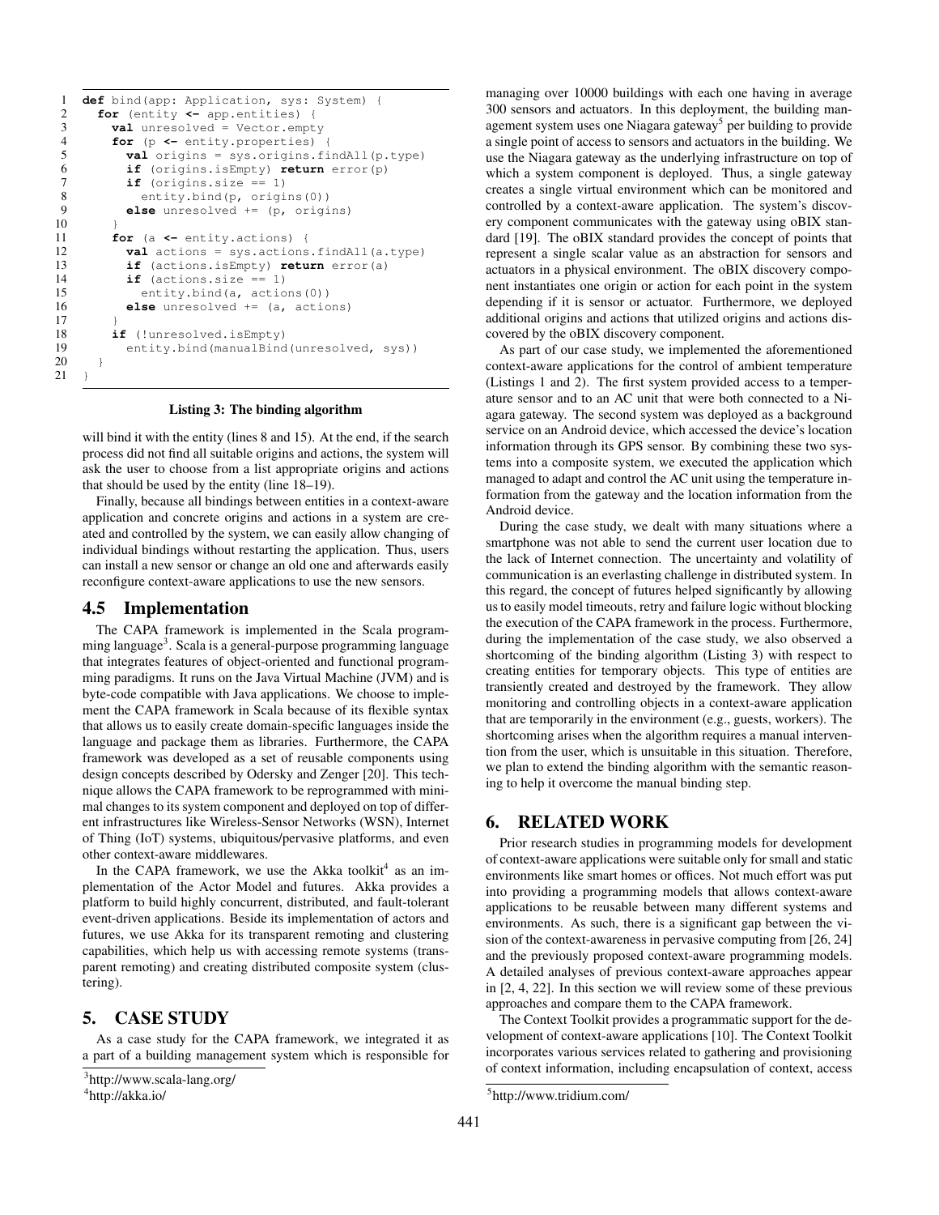```
1  def bind(app: Application, sys: System) {
2    for (entity <- app.entities) {
3      val unresolved = Vector.empty
4      for (p <- entity.properties) {
5        val origins = sys.origins.findAll(p.type)
6        if (origins.isEmpty) return error(p)
7        if (origins.size == 1)
8          entity.bind(p, origins(0))
9        else unresolved += (p, origins)
10     }
11     for (a <- entity.actions) {
12       val actions = sys.actions.findAll(a.type)
13       if (actions.isEmpty) return error(a)
14       if (actions.size == 1)
15         entity.bind(a, actions(0))
16       else unresolved += (a, actions)
17     }
18     if (!unresolved.isEmpty)
19       entity.bind(manualBind(unresolved, sys))
20   }
21 }
```

**Listing 3: The binding algorithm**

will bind it with the entity (lines 8 and 15). At the end, if the search process did not find all suitable origins and actions, the system will ask the user to choose from a list appropriate origins and actions that should be used by the entity (line 18–19).

Finally, because all bindings between entities in a context-aware application and concrete origins and actions in a system are created and controlled by the system, we can easily allow changing of individual bindings without restarting the application. Thus, users can install a new sensor or change an old one and afterwards easily reconfigure context-aware applications to use the new sensors.

## 4.5 Implementation

The CAPA framework is implemented in the Scala programming language[3]. Scala is a general-purpose programming language that integrates features of object-oriented and functional programming paradigms. It runs on the Java Virtual Machine (JVM) and is byte-code compatible with Java applications. We choose to implement the CAPA framework in Scala because of its flexible syntax that allows us to easily create domain-specific languages inside the language and package them as libraries. Furthermore, the CAPA framework was developed as a set of reusable components using design concepts described by Odersky and Zenger [20]. This technique allows the CAPA framework to be reprogrammed with minimal changes to its system component and deployed on top of different infrastructures like Wireless-Sensor Networks (WSN), Internet of Thing (IoT) systems, ubiquitous/pervasive platforms, and even other context-aware middlewares.

In the CAPA framework, we use the Akka toolkit[4] as an implementation of the Actor Model and futures. Akka provides a platform to build highly concurrent, distributed, and fault-tolerant event-driven applications. Beside its implementation of actors and futures, we use Akka for its transparent remoting and clustering capabilities, which help us with accessing remote systems (transparent remoting) and creating distributed composite system (clustering).

## 5. CASE STUDY

As a case study for the CAPA framework, we integrated it as a part of a building management system which is responsible for managing over 10000 buildings with each one having in average 300 sensors and actuators. In this deployment, the building management system uses one Niagara gateway[5] per building to provide a single point of access to sensors and actuators in the building. We use the Niagara gateway as the underlying infrastructure on top of which a system component is deployed. Thus, a single gateway creates a single virtual environment which can be monitored and controlled by a context-aware application. The system's discovery component communicates with the gateway using oBIX standard [19]. The oBIX standard provides the concept of points that represent a single scalar value as an abstraction for sensors and actuators in a physical environment. The oBIX discovery component instantiates one origin or action for each point in the system depending if it is sensor or actuator. Furthermore, we deployed additional origins and actions that utilized origins and actions discovered by the oBIX discovery component.

As part of our case study, we implemented the aforementioned context-aware applications for the control of ambient temperature (Listings 1 and 2). The first system provided access to a temperature sensor and to an AC unit that were both connected to a Niagara gateway. The second system was deployed as a background service on an Android device, which accessed the device's location information through its GPS sensor. By combining these two systems into a composite system, we executed the application which managed to adapt and control the AC unit using the temperature information from the gateway and the location information from the Android device.

During the case study, we dealt with many situations where a smartphone was not able to send the current user location due to the lack of Internet connection. The uncertainty and volatility of communication is an everlasting challenge in distributed system. In this regard, the concept of futures helped significantly by allowing us to easily model timeouts, retry and failure logic without blocking the execution of the CAPA framework in the process. Furthermore, during the implementation of the case study, we also observed a shortcoming of the binding algorithm (Listing 3) with respect to creating entities for temporary objects. This type of entities are transiently created and destroyed by the framework. They allow monitoring and controlling objects in a context-aware application that are temporarily in the environment (e.g., guests, workers). The shortcoming arises when the algorithm requires a manual intervention from the user, which is unsuitable in this situation. Therefore, we plan to extend the binding algorithm with the semantic reasoning to help it overcome the manual binding step.

## 6. RELATED WORK

Prior research studies in programming models for development of context-aware applications were suitable only for small and static environments like smart homes or offices. Not much effort was put into providing a programming models that allows context-aware applications to be reusable between many different systems and environments. As such, there is a significant gap between the vision of the context-awareness in pervasive computing from [26, 24] and the previously proposed context-aware programming models. A detailed analyses of previous context-aware approaches appear in [2, 4, 22]. In this section we will review some of these previous approaches and compare them to the CAPA framework.

The Context Toolkit provides a programmatic support for the development of context-aware applications [10]. The Context Toolkit incorporates various services related to gathering and provisioning of context information, including encapsulation of context, access

[3]http://www.scala-lang.org/

[4]http://akka.io/

[5]http://www.tridium.com/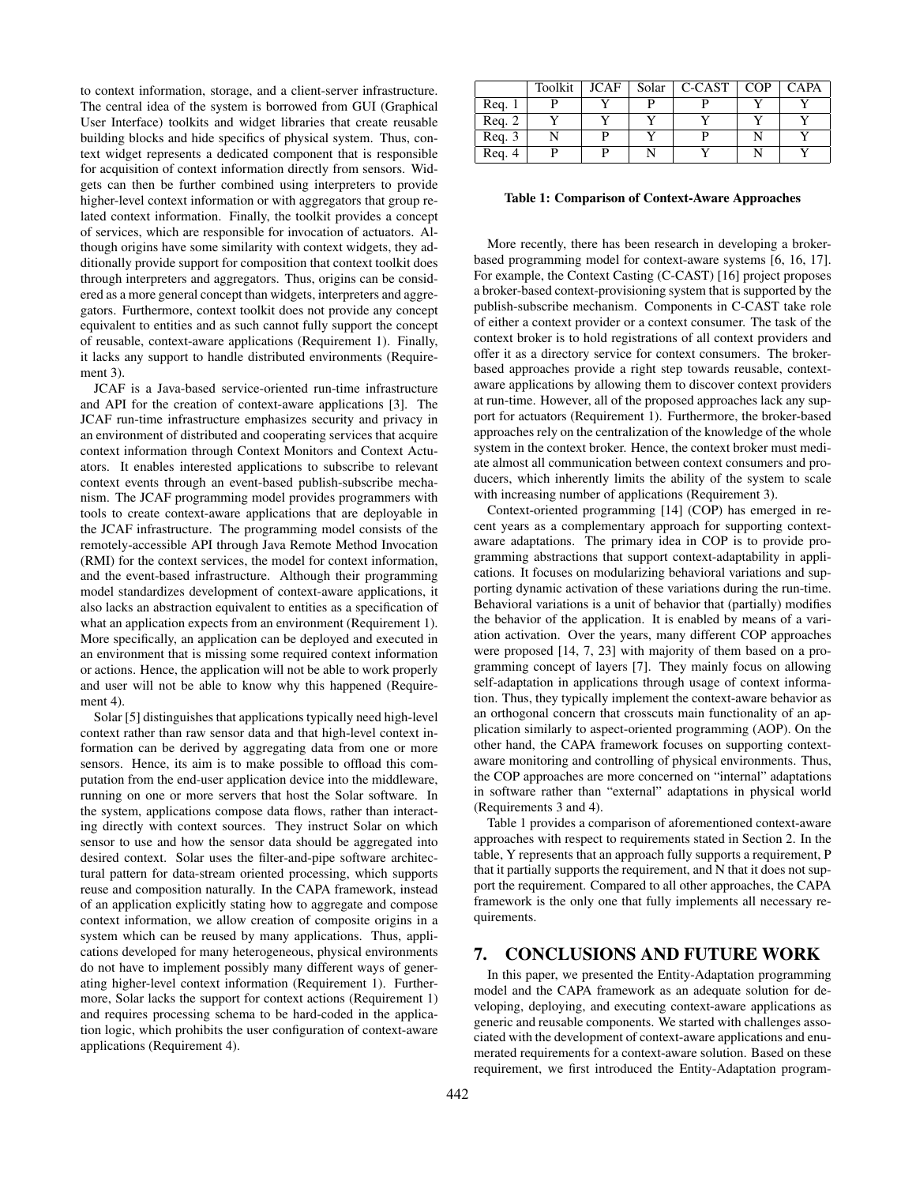to context information, storage, and a client-server infrastructure. The central idea of the system is borrowed from GUI (Graphical User Interface) toolkits and widget libraries that create reusable building blocks and hide specifics of physical system. Thus, context widget represents a dedicated component that is responsible for acquisition of context information directly from sensors. Widgets can then be further combined using interpreters to provide higher-level context information or with aggregators that group related context information. Finally, the toolkit provides a concept of services, which are responsible for invocation of actuators. Although origins have some similarity with context widgets, they additionally provide support for composition that context toolkit does through interpreters and aggregators. Thus, origins can be considered as a more general concept than widgets, interpreters and aggregators. Furthermore, context toolkit does not provide any concept equivalent to entities and as such cannot fully support the concept of reusable, context-aware applications (Requirement 1). Finally, it lacks any support to handle distributed environments (Requirement 3).

JCAF is a Java-based service-oriented run-time infrastructure and API for the creation of context-aware applications [3]. The JCAF run-time infrastructure emphasizes security and privacy in an environment of distributed and cooperating services that acquire context information through Context Monitors and Context Actuators. It enables interested applications to subscribe to relevant context events through an event-based publish-subscribe mechanism. The JCAF programming model provides programmers with tools to create context-aware applications that are deployable in the JCAF infrastructure. The programming model consists of the remotely-accessible API through Java Remote Method Invocation (RMI) for the context services, the model for context information, and the event-based infrastructure. Although their programming model standardizes development of context-aware applications, it also lacks an abstraction equivalent to entities as a specification of what an application expects from an environment (Requirement 1). More specifically, an application can be deployed and executed in an environment that is missing some required context information or actions. Hence, the application will not be able to work properly and user will not be able to know why this happened (Requirement 4).

Solar [5] distinguishes that applications typically need high-level context rather than raw sensor data and that high-level context information can be derived by aggregating data from one or more sensors. Hence, its aim is to make possible to offload this computation from the end-user application device into the middleware, running on one or more servers that host the Solar software. In the system, applications compose data flows, rather than interacting directly with context sources. They instruct Solar on which sensor to use and how the sensor data should be aggregated into desired context. Solar uses the filter-and-pipe software architectural pattern for data-stream oriented processing, which supports reuse and composition naturally. In the CAPA framework, instead of an application explicitly stating how to aggregate and compose context information, we allow creation of composite origins in a system which can be reused by many applications. Thus, applications developed for many heterogeneous, physical environments do not have to implement possibly many different ways of generating higher-level context information (Requirement 1). Furthermore, Solar lacks the support for context actions (Requirement 1) and requires processing schema to be hard-coded in the application logic, which prohibits the user configuration of context-aware applications (Requirement 4).

| | Toolkit | JCAF | Solar | C-CAST | COP | CAPA |
|---|---|---|---|---|---|---|
| Req. 1 | P | Y | P | P | Y | Y |
| Req. 2 | Y | Y | Y | Y | Y | Y |
| Req. 3 | N | P | Y | P | N | Y |
| Req. 4 | P | P | N | Y | N | Y |

**Table 1: Comparison of Context-Aware Approaches**

More recently, there has been research in developing a broker-based programming model for context-aware systems [6, 16, 17]. For example, the Context Casting (C-CAST) [16] project proposes a broker-based context-provisioning system that is supported by the publish-subscribe mechanism. Components in C-CAST take role of either a context provider or a context consumer. The task of the context broker is to hold registrations of all context providers and offer it as a directory service for context consumers. The broker-based approaches provide a right step towards reusable, context-aware applications by allowing them to discover context providers at run-time. However, all of the proposed approaches lack any support for actuators (Requirement 1). Furthermore, the broker-based approaches rely on the centralization of the knowledge of the whole system in the context broker. Hence, the context broker must mediate almost all communication between context consumers and producers, which inherently limits the ability of the system to scale with increasing number of applications (Requirement 3).

Context-oriented programming [14] (COP) has emerged in recent years as a complementary approach for supporting context-aware adaptations. The primary idea in COP is to provide programming abstractions that support context-adaptability in applications. It focuses on modularizing behavioral variations and supporting dynamic activation of these variations during the run-time. Behavioral variations is a unit of behavior that (partially) modifies the behavior of the application. It is enabled by means of a variation activation. Over the years, many different COP approaches were proposed [14, 7, 23] with majority of them based on a programming concept of layers [7]. They mainly focus on allowing self-adaptation in applications through usage of context information. Thus, they typically implement the context-aware behavior as an orthogonal concern that crosscuts main functionality of an application similarly to aspect-oriented programming (AOP). On the other hand, the CAPA framework focuses on supporting context-aware monitoring and controlling of physical environments. Thus, the COP approaches are more concerned on "internal" adaptations in software rather than "external" adaptations in physical world (Requirements 3 and 4).

Table 1 provides a comparison of aforementioned context-aware approaches with respect to requirements stated in Section 2. In the table, Y represents that an approach fully supports a requirement, P that it partially supports the requirement, and N that it does not support the requirement. Compared to all other approaches, the CAPA framework is the only one that fully implements all necessary requirements.

## 7. CONCLUSIONS AND FUTURE WORK

In this paper, we presented the Entity-Adaptation programming model and the CAPA framework as an adequate solution for developing, deploying, and executing context-aware applications as generic and reusable components. We started with challenges associated with the development of context-aware applications and enumerated requirements for a context-aware solution. Based on these requirement, we first introduced the Entity-Adaptation program-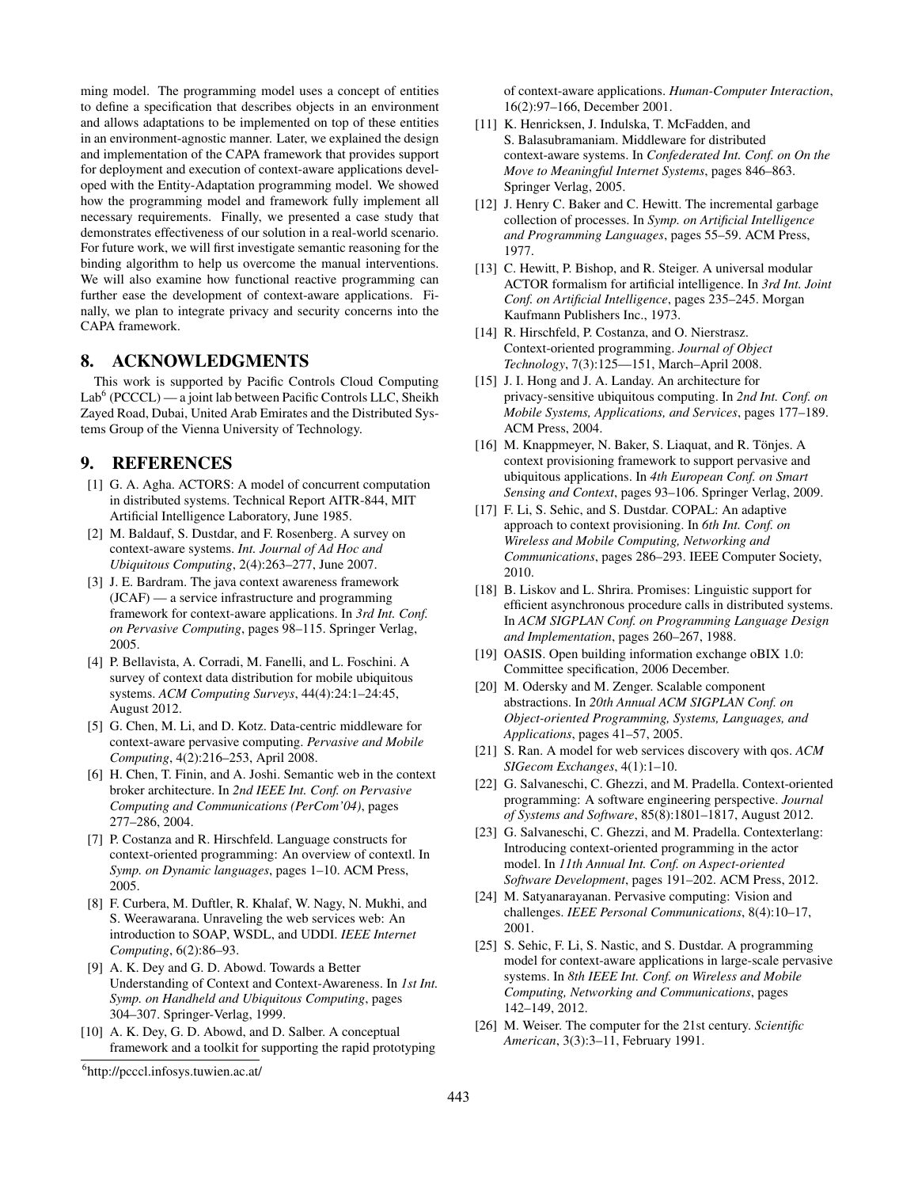ming model. The programming model uses a concept of entities to define a specification that describes objects in an environment and allows adaptations to be implemented on top of these entities in an environment-agnostic manner. Later, we explained the design and implementation of the CAPA framework that provides support for deployment and execution of context-aware applications developed with the Entity-Adaptation programming model. We showed how the programming model and framework fully implement all necessary requirements. Finally, we presented a case study that demonstrates effectiveness of our solution in a real-world scenario. For future work, we will first investigate semantic reasoning for the binding algorithm to help us overcome the manual interventions. We will also examine how functional reactive programming can further ease the development of context-aware applications. Finally, we plan to integrate privacy and security concerns into the CAPA framework.

## 8. ACKNOWLEDGMENTS

This work is supported by Pacific Controls Cloud Computing Lab[6] (PCCCL) — a joint lab between Pacific Controls LLC, Sheikh Zayed Road, Dubai, United Arab Emirates and the Distributed Systems Group of the Vienna University of Technology.

## 9. REFERENCES

[1] G. A. Agha. ACTORS: A model of concurrent computation in distributed systems. Technical Report AITR-844, MIT Artificial Intelligence Laboratory, June 1985.

[2] M. Baldauf, S. Dustdar, and F. Rosenberg. A survey on context-aware systems. *Int. Journal of Ad Hoc and Ubiquitous Computing*, 2(4):263–277, June 2007.

[3] J. E. Bardram. The java context awareness framework (JCAF) — a service infrastructure and programming framework for context-aware applications. In *3rd Int. Conf. on Pervasive Computing*, pages 98–115. Springer Verlag, 2005.

[4] P. Bellavista, A. Corradi, M. Fanelli, and L. Foschini. A survey of context data distribution for mobile ubiquitous systems. *ACM Computing Surveys*, 44(4):24:1–24:45, August 2012.

[5] G. Chen, M. Li, and D. Kotz. Data-centric middleware for context-aware pervasive computing. *Pervasive and Mobile Computing*, 4(2):216–253, April 2008.

[6] H. Chen, T. Finin, and A. Joshi. Semantic web in the context broker architecture. In *2nd IEEE Int. Conf. on Pervasive Computing and Communications (PerCom'04)*, pages 277–286, 2004.

[7] P. Costanza and R. Hirschfeld. Language constructs for context-oriented programming: An overview of contextl. In *Symp. on Dynamic languages*, pages 1–10. ACM Press, 2005.

[8] F. Curbera, M. Duftler, R. Khalaf, W. Nagy, N. Mukhi, and S. Weerawarana. Unraveling the web services web: An introduction to SOAP, WSDL, and UDDI. *IEEE Internet Computing*, 6(2):86–93.

[9] A. K. Dey and G. D. Abowd. Towards a Better Understanding of Context and Context-Awareness. In *1st Int. Symp. on Handheld and Ubiquitous Computing*, pages 304–307. Springer-Verlag, 1999.

[10] A. K. Dey, G. D. Abowd, and D. Salber. A conceptual framework and a toolkit for supporting the rapid prototyping of context-aware applications. *Human-Computer Interaction*, 16(2):97–166, December 2001.

[11] K. Henricksen, J. Indulska, T. McFadden, and S. Balasubramaniam. Middleware for distributed context-aware systems. In *Confederated Int. Conf. on On the Move to Meaningful Internet Systems*, pages 846–863. Springer Verlag, 2005.

[12] J. Henry C. Baker and C. Hewitt. The incremental garbage collection of processes. In *Symp. on Artificial Intelligence and Programming Languages*, pages 55–59. ACM Press, 1977.

[13] C. Hewitt, P. Bishop, and R. Steiger. A universal modular ACTOR formalism for artificial intelligence. In *3rd Int. Joint Conf. on Artificial Intelligence*, pages 235–245. Morgan Kaufmann Publishers Inc., 1973.

[14] R. Hirschfeld, P. Costanza, and O. Nierstrasz. Context-oriented programming. *Journal of Object Technology*, 7(3):125—151, March–April 2008.

[15] J. I. Hong and J. A. Landay. An architecture for privacy-sensitive ubiquitous computing. In *2nd Int. Conf. on Mobile Systems, Applications, and Services*, pages 177–189. ACM Press, 2004.

[16] M. Knappmeyer, N. Baker, S. Liaquat, and R. Tönjes. A context provisioning framework to support pervasive and ubiquitous applications. In *4th European Conf. on Smart Sensing and Context*, pages 93–106. Springer Verlag, 2009.

[17] F. Li, S. Sehic, and S. Dustdar. COPAL: An adaptive approach to context provisioning. In *6th Int. Conf. on Wireless and Mobile Computing, Networking and Communications*, pages 286–293. IEEE Computer Society, 2010.

[18] B. Liskov and L. Shrira. Promises: Linguistic support for efficient asynchronous procedure calls in distributed systems. In *ACM SIGPLAN Conf. on Programming Language Design and Implementation*, pages 260–267, 1988.

[19] OASIS. Open building information exchange oBIX 1.0: Committee specification, 2006 December.

[20] M. Odersky and M. Zenger. Scalable component abstractions. In *20th Annual ACM SIGPLAN Conf. on Object-oriented Programming, Systems, Languages, and Applications*, pages 41–57, 2005.

[21] S. Ran. A model for web services discovery with qos. *ACM SIGecom Exchanges*, 4(1):1–10.

[22] G. Salvaneschi, C. Ghezzi, and M. Pradella. Context-oriented programming: A software engineering perspective. *Journal of Systems and Software*, 85(8):1801–1817, August 2012.

[23] G. Salvaneschi, C. Ghezzi, and M. Pradella. Contexterlang: Introducing context-oriented programming in the actor model. In *11th Annual Int. Conf. on Aspect-oriented Software Development*, pages 191–202. ACM Press, 2012.

[24] M. Satyanarayanan. Pervasive computing: Vision and challenges. *IEEE Personal Communications*, 8(4):10–17, 2001.

[25] S. Sehic, F. Li, S. Nastic, and S. Dustdar. A programming model for context-aware applications in large-scale pervasive systems. In *8th IEEE Int. Conf. on Wireless and Mobile Computing, Networking and Communications*, pages 142–149, 2012.

[26] M. Weiser. The computer for the 21st century. *Scientific American*, 3(3):3–11, February 1991.

[6] http://pcccl.infosys.tuwien.ac.at/